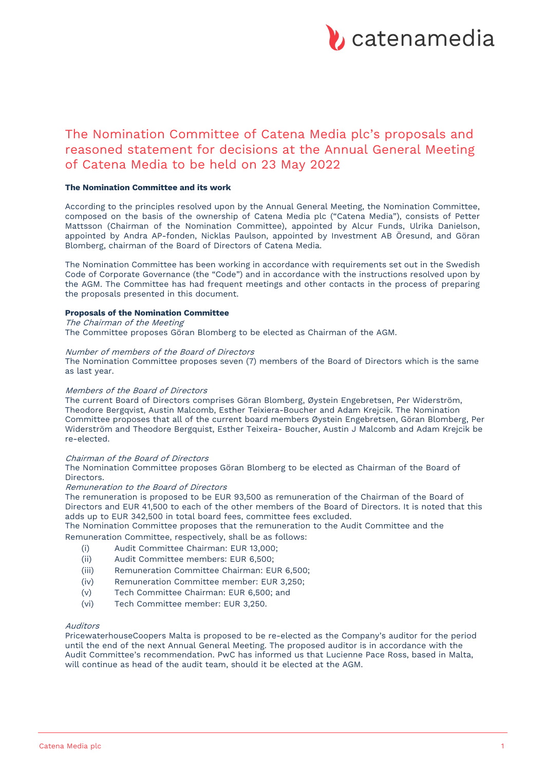# The Nomination Committee of Catena Media plc's proposals and reasoned statement for decisions at the Annual General Meeting of Catena Media to be held on 23 May 2022

**The Nomination Committee and its work**

According to the principles resolved upon by the Annual General Meeting, the Nomination Committee, composed on the basis of the ownership of Catena Media plc ("Catena Media"), consists of Petter Mattsson (Chairman of the Nomination Committee), appointed by Alcur Funds, Ulrika Danielson, appointed by Andra AP-fonden, Nicklas Paulson, appointed by Investment AB Öresund, and Göran Blomberg, chairman of the Board of Directors of Catena Media.

The Nomination Committee has been working in accordance with requirements set out in the Swedish Code of Corporate Governance (the "Code") and in accordance with the instructions resolved upon by the AGM. The Committee has had frequent meetings and other contacts in the process of preparing the proposals presented in this document.

**Proposals of the Nomination Committee**

*The Chairman of the Meeting*

The Committee proposes Göran Blomberg to be elected as Chairman of the AGM.

*Number of members of the Board of Directors*

The Nomination Committee proposes seven (7) members of the Board of Directors which is the same as last year.

*Members of the Board of Directors*

The current Board of Directors comprises Göran Blomberg, Øystein Engebretsen, Per Widerström, Theodore Bergqvist, Austin Malcomb, Esther Teixiera-Boucher and Adam Krejcik. The Nomination Committee proposes that all of the current board members Øystein Engebretsen, Göran Blomberg, Per Widerström and Theodore Bergquist, Esther Teixeira- Boucher, Austin J Malcomb and Adam Krejcik be re-elected.

*Chairman of the Board of Directors*

The Nomination Committee proposes Göran Blomberg to be elected as Chairman of the Board of Directors.

*Remuneration to the Board of Directors*

The remuneration is proposed to be EUR 93,500 as remuneration of the Chairman of the Board of Directors and EUR 41,500 to each of the other members of the Board of Directors. It is noted that this adds up to EUR 342,500 in total board fees, committee fees excluded.

The Nomination Committee proposes that the remuneration to the Audit Committee and the Remuneration Committee, respectively, shall be as follows:

(i) Audit Committee Chairman: EUR 13,000;
(ii) Audit Committee members: EUR 6,500;
(iii) Remuneration Committee Chairman: EUR 6,500;
(iv) Remuneration Committee member: EUR 3,250;
(v) Tech Committee Chairman: EUR 6,500; and
(vi) Tech Committee member: EUR 3,250.

*Auditors*

PricewaterhouseCoopers Malta is proposed to be re-elected as the Company's auditor for the period until the end of the next Annual General Meeting. The proposed auditor is in accordance with the Audit Committee's recommendation. PwC has informed us that Lucienne Pace Ross, based in Malta, will continue as head of the audit team, should it be elected at the AGM.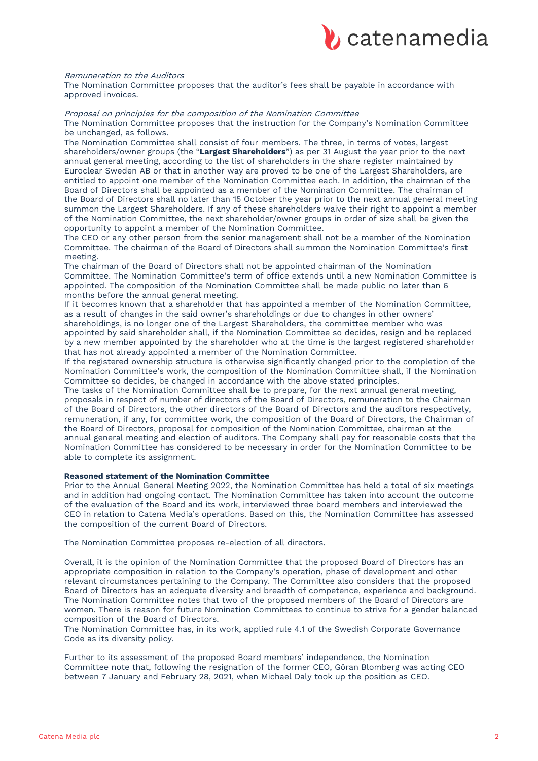*Remuneration to the Auditors*

The Nomination Committee proposes that the auditor's fees shall be payable in accordance with approved invoices.

*Proposal on principles for the composition of the Nomination Committee*

The Nomination Committee proposes that the instruction for the Company's Nomination Committee be unchanged, as follows.

The Nomination Committee shall consist of four members. The three, in terms of votes, largest shareholders/owner groups (the "**Largest Shareholders**") as per 31 August the year prior to the next annual general meeting, according to the list of shareholders in the share register maintained by Euroclear Sweden AB or that in another way are proved to be one of the Largest Shareholders, are entitled to appoint one member of the Nomination Committee each. In addition, the chairman of the Board of Directors shall be appointed as a member of the Nomination Committee. The chairman of the Board of Directors shall no later than 15 October the year prior to the next annual general meeting summon the Largest Shareholders. If any of these shareholders waive their right to appoint a member of the Nomination Committee, the next shareholder/owner groups in order of size shall be given the opportunity to appoint a member of the Nomination Committee.

The CEO or any other person from the senior management shall not be a member of the Nomination Committee. The chairman of the Board of Directors shall summon the Nomination Committee's first meeting.

The chairman of the Board of Directors shall not be appointed chairman of the Nomination Committee. The Nomination Committee's term of office extends until a new Nomination Committee is appointed. The composition of the Nomination Committee shall be made public no later than 6 months before the annual general meeting.

If it becomes known that a shareholder that has appointed a member of the Nomination Committee, as a result of changes in the said owner's shareholdings or due to changes in other owners' shareholdings, is no longer one of the Largest Shareholders, the committee member who was appointed by said shareholder shall, if the Nomination Committee so decides, resign and be replaced by a new member appointed by the shareholder who at the time is the largest registered shareholder that has not already appointed a member of the Nomination Committee.

If the registered ownership structure is otherwise significantly changed prior to the completion of the Nomination Committee's work, the composition of the Nomination Committee shall, if the Nomination Committee so decides, be changed in accordance with the above stated principles.

The tasks of the Nomination Committee shall be to prepare, for the next annual general meeting, proposals in respect of number of directors of the Board of Directors, remuneration to the Chairman of the Board of Directors, the other directors of the Board of Directors and the auditors respectively, remuneration, if any, for committee work, the composition of the Board of Directors, the Chairman of the Board of Directors, proposal for composition of the Nomination Committee, chairman at the annual general meeting and election of auditors. The Company shall pay for reasonable costs that the Nomination Committee has considered to be necessary in order for the Nomination Committee to be able to complete its assignment.

**Reasoned statement of the Nomination Committee**

Prior to the Annual General Meeting 2022, the Nomination Committee has held a total of six meetings and in addition had ongoing contact. The Nomination Committee has taken into account the outcome of the evaluation of the Board and its work, interviewed three board members and interviewed the CEO in relation to Catena Media's operations. Based on this, the Nomination Committee has assessed the composition of the current Board of Directors.

The Nomination Committee proposes re-election of all directors.

Overall, it is the opinion of the Nomination Committee that the proposed Board of Directors has an appropriate composition in relation to the Company's operation, phase of development and other relevant circumstances pertaining to the Company. The Committee also considers that the proposed Board of Directors has an adequate diversity and breadth of competence, experience and background. The Nomination Committee notes that two of the proposed members of the Board of Directors are women. There is reason for future Nomination Committees to continue to strive for a gender balanced composition of the Board of Directors.

The Nomination Committee has, in its work, applied rule 4.1 of the Swedish Corporate Governance Code as its diversity policy.

Further to its assessment of the proposed Board members' independence, the Nomination Committee note that, following the resignation of the former CEO, Göran Blomberg was acting CEO between 7 January and February 28, 2021, when Michael Daly took up the position as CEO.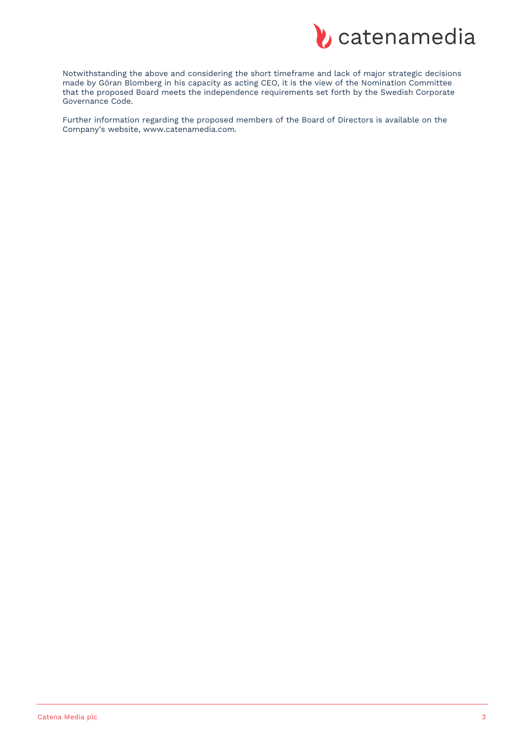Notwithstanding the above and considering the short timeframe and lack of major strategic decisions made by Göran Blomberg in his capacity as acting CEO, it is the view of the Nomination Committee that the proposed Board meets the independence requirements set forth by the Swedish Corporate Governance Code.

Further information regarding the proposed members of the Board of Directors is available on the Company's website, www.catenamedia.com.